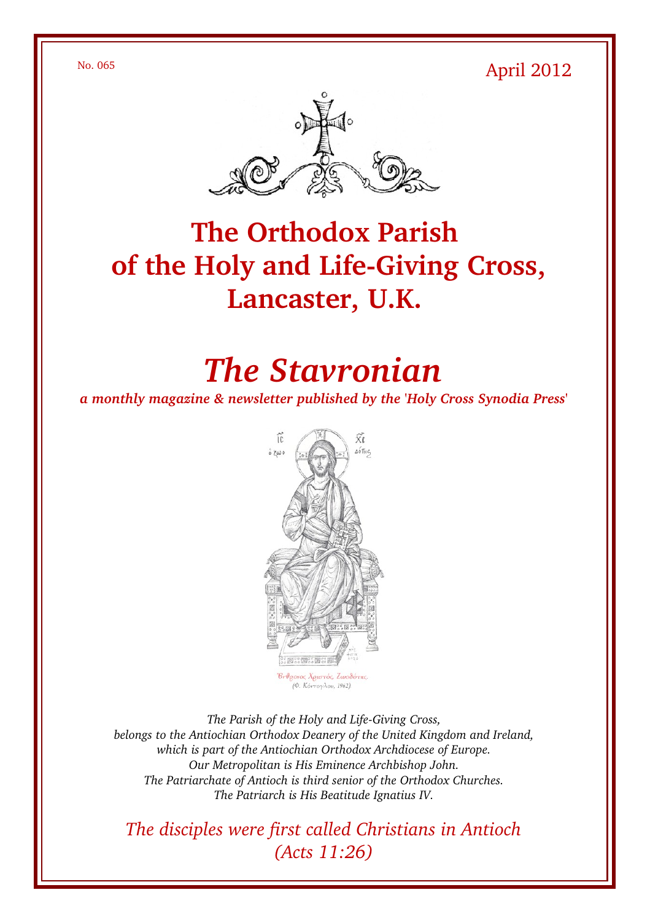No. 065

April 2012

# The Orthodox Parish of the Holy and Life-Giving Cross, Lancaster, U.K.

# *The Stavronian*

***a monthly magazine & newsletter published by the 'Holy Cross Synodia Press'***

ΙΣ ΧΣ
ὁ Ζωοδότης

Ἔνθρονος Χριστός, Ζωοδότης.
(Φ. Κόντογλου, 1962)

*The Parish of the Holy and Life-Giving Cross,*
*belongs to the Antiochian Orthodox Deanery of the United Kingdom and Ireland,*
*which is part of the Antiochian Orthodox Archdiocese of Europe.*
*Our Metropolitan is His Eminence Archbishop John.*
*The Patriarchate of Antioch is third senior of the Orthodox Churches.*
*The Patriarch is His Beatitude Ignatius IV.*

*The disciples were first called Christians in Antioch*
*(Acts 11:26)*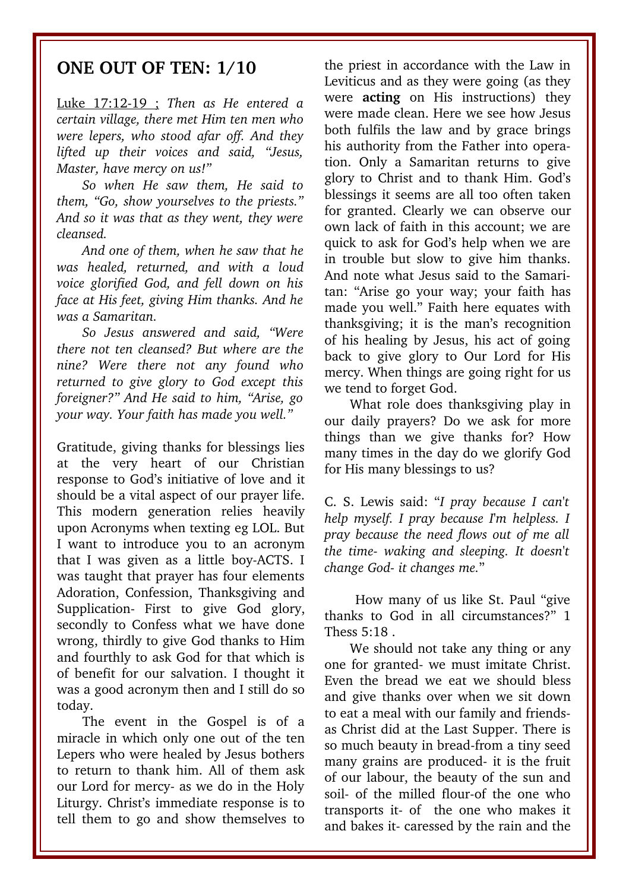## ONE OUT OF TEN: 1/10

Luke 17:12-19 ; *Then as He entered a certain village, there met Him ten men who were lepers, who stood afar off. And they lifted up their voices and said, "Jesus, Master, have mercy on us!"*

*So when He saw them, He said to them, "Go, show yourselves to the priests." And so it was that as they went, they were cleansed.*

*And one of them, when he saw that he was healed, returned, and with a loud voice glorified God, and fell down on his face at His feet, giving Him thanks. And he was a Samaritan.*

*So Jesus answered and said, "Were there not ten cleansed? But where are the nine? Were there not any found who returned to give glory to God except this foreigner?" And He said to him, "Arise, go your way. Your faith has made you well."*

Gratitude, giving thanks for blessings lies at the very heart of our Christian response to God's initiative of love and it should be a vital aspect of our prayer life. This modern generation relies heavily upon Acronyms when texting eg LOL. But I want to introduce you to an acronym that I was given as a little boy-ACTS. I was taught that prayer has four elements Adoration, Confession, Thanksgiving and Supplication- First to give God glory, secondly to Confess what we have done wrong, thirdly to give God thanks to Him and fourthly to ask God for that which is of benefit for our salvation. I thought it was a good acronym then and I still do so today.

The event in the Gospel is of a miracle in which only one out of the ten Lepers who were healed by Jesus bothers to return to thank him. All of them ask our Lord for mercy- as we do in the Holy Liturgy. Christ's immediate response is to tell them to go and show themselves to the priest in accordance with the Law in Leviticus and as they were going (as they were **acting** on His instructions) they were made clean. Here we see how Jesus both fulfils the law and by grace brings his authority from the Father into operation. Only a Samaritan returns to give glory to Christ and to thank Him. God's blessings it seems are all too often taken for granted. Clearly we can observe our own lack of faith in this account; we are quick to ask for God's help when we are in trouble but slow to give him thanks. And note what Jesus said to the Samaritan: "Arise go your way; your faith has made you well." Faith here equates with thanksgiving; it is the man's recognition of his healing by Jesus, his act of going back to give glory to Our Lord for His mercy. When things are going right for us we tend to forget God.

What role does thanksgiving play in our daily prayers? Do we ask for more things than we give thanks for? How many times in the day do we glorify God for His many blessings to us?

C. S. Lewis said: "*I pray because I can't help myself. I pray because I'm helpless. I pray because the need flows out of me all the time- waking and sleeping. It doesn't change God- it changes me.*"

How many of us like St. Paul "give thanks to God in all circumstances?" 1 Thess 5:18 .

We should not take any thing or any one for granted- we must imitate Christ. Even the bread we eat we should bless and give thanks over when we sit down to eat a meal with our family and friends- as Christ did at the Last Supper. There is so much beauty in bread-from a tiny seed many grains are produced- it is the fruit of our labour, the beauty of the sun and soil- of the milled flour-of the one who transports it- of the one who makes it and bakes it- caressed by the rain and the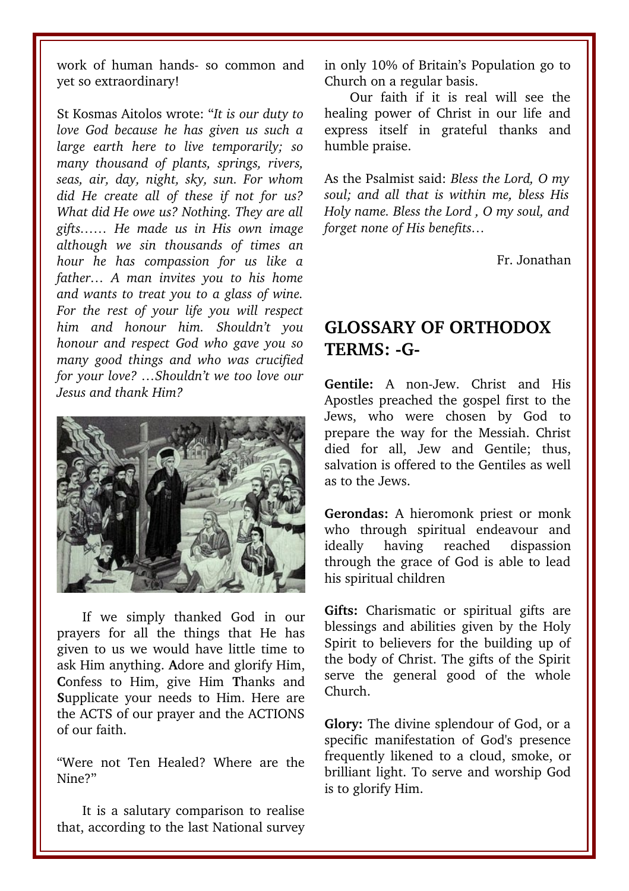work of human hands- so common and yet so extraordinary!

St Kosmas Aitolos wrote: "*It is our duty to love God because he has given us such a large earth here to live temporarily; so many thousand of plants, springs, rivers, seas, air, day, night, sky, sun. For whom did He create all of these if not for us? What did He owe us? Nothing. They are all gifts…… He made us in His own image although we sin thousands of times an hour he has compassion for us like a father… A man invites you to his home and wants to treat you to a glass of wine. For the rest of your life you will respect him and honour him. Shouldn't you honour and respect God who gave you so many good things and who was crucified for your love? …Shouldn't we too love our Jesus and thank Him?*

If we simply thanked God in our prayers for all the things that He has given to us we would have little time to ask Him anything. **A**dore and glorify Him, **C**onfess to Him, give Him **T**hanks and **S**upplicate your needs to Him. Here are the ACTS of our prayer and the ACTIONS of our faith.

"Were not Ten Healed? Where are the Nine?"

It is a salutary comparison to realise that, according to the last National survey in only 10% of Britain's Population go to Church on a regular basis.

Our faith if it is real will see the healing power of Christ in our life and express itself in grateful thanks and humble praise.

As the Psalmist said: *Bless the Lord, O my soul; and all that is within me, bless His Holy name. Bless the Lord , O my soul, and forget none of His benefits…*

Fr. Jonathan

## GLOSSARY OF ORTHODOX TERMS: -G-

**Gentile:** A non-Jew. Christ and His Apostles preached the gospel first to the Jews, who were chosen by God to prepare the way for the Messiah. Christ died for all, Jew and Gentile; thus, salvation is offered to the Gentiles as well as to the Jews.

**Gerondas:** A hieromonk priest or monk who through spiritual endeavour and ideally having reached dispassion through the grace of God is able to lead his spiritual children

**Gifts:** Charismatic or spiritual gifts are blessings and abilities given by the Holy Spirit to believers for the building up of the body of Christ. The gifts of the Spirit serve the general good of the whole Church.

**Glory:** The divine splendour of God, or a specific manifestation of God's presence frequently likened to a cloud, smoke, or brilliant light. To serve and worship God is to glorify Him.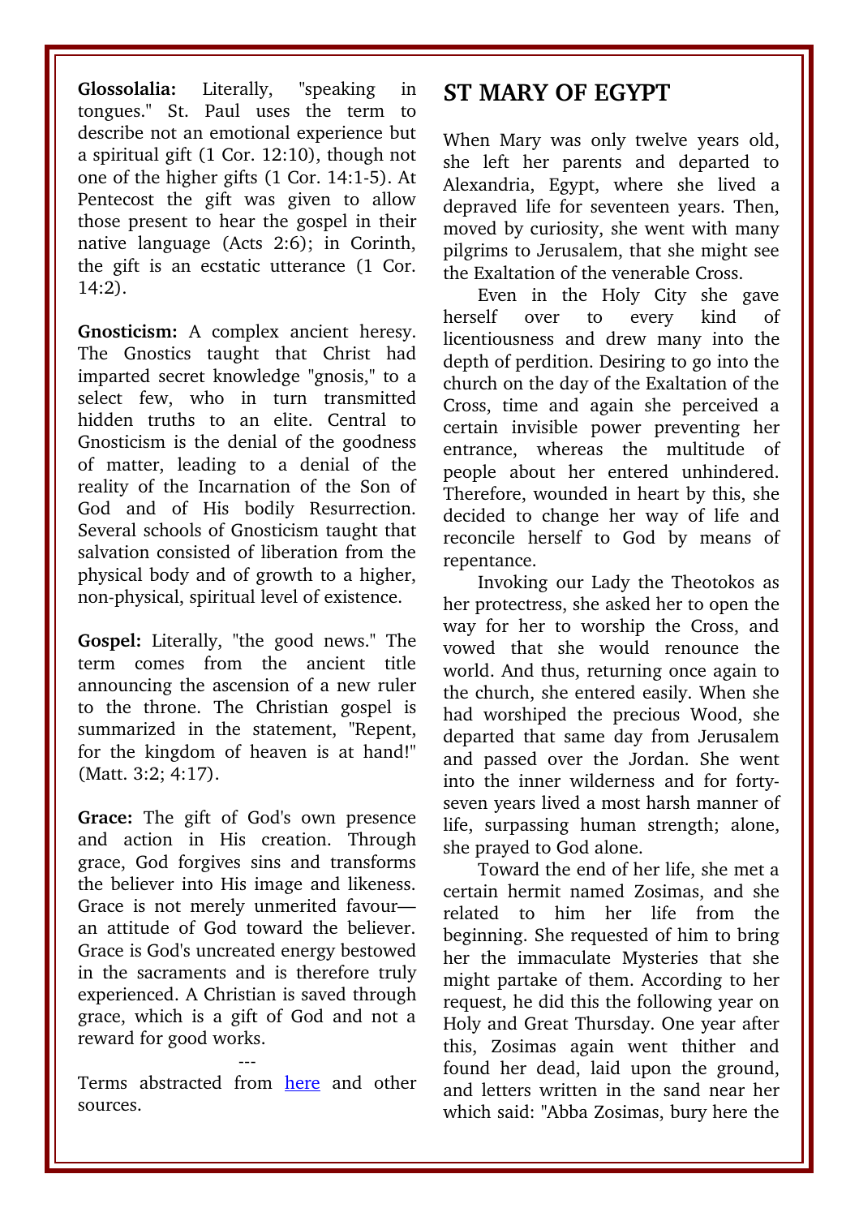**Glossolalia:** Literally, "speaking in tongues." St. Paul uses the term to describe not an emotional experience but a spiritual gift (1 Cor. 12:10), though not one of the higher gifts (1 Cor. 14:1-5). At Pentecost the gift was given to allow those present to hear the gospel in their native language (Acts 2:6); in Corinth, the gift is an ecstatic utterance (1 Cor. 14:2).

**Gnosticism:** A complex ancient heresy. The Gnostics taught that Christ had imparted secret knowledge "gnosis," to a select few, who in turn transmitted hidden truths to an elite. Central to Gnosticism is the denial of the goodness of matter, leading to a denial of the reality of the Incarnation of the Son of God and of His bodily Resurrection. Several schools of Gnosticism taught that salvation consisted of liberation from the physical body and of growth to a higher, non-physical, spiritual level of existence.

**Gospel:** Literally, "the good news." The term comes from the ancient title announcing the ascension of a new ruler to the throne. The Christian gospel is summarized in the statement, "Repent, for the kingdom of heaven is at hand!" (Matt. 3:2; 4:17).

**Grace:** The gift of God's own presence and action in His creation. Through grace, God forgives sins and transforms the believer into His image and likeness. Grace is not merely unmerited favour—an attitude of God toward the believer. Grace is God's uncreated energy bestowed in the sacraments and is therefore truly experienced. A Christian is saved through grace, which is a gift of God and not a reward for good works.

---

Terms abstracted from [here]() and other sources.

## ST MARY OF EGYPT

When Mary was only twelve years old, she left her parents and departed to Alexandria, Egypt, where she lived a depraved life for seventeen years. Then, moved by curiosity, she went with many pilgrims to Jerusalem, that she might see the Exaltation of the venerable Cross.

Even in the Holy City she gave herself over to every kind of licentiousness and drew many into the depth of perdition. Desiring to go into the church on the day of the Exaltation of the Cross, time and again she perceived a certain invisible power preventing her entrance, whereas the multitude of people about her entered unhindered. Therefore, wounded in heart by this, she decided to change her way of life and reconcile herself to God by means of repentance.

Invoking our Lady the Theotokos as her protectress, she asked her to open the way for her to worship the Cross, and vowed that she would renounce the world. And thus, returning once again to the church, she entered easily. When she had worshiped the precious Wood, she departed that same day from Jerusalem and passed over the Jordan. She went into the inner wilderness and for forty-seven years lived a most harsh manner of life, surpassing human strength; alone, she prayed to God alone.

Toward the end of her life, she met a certain hermit named Zosimas, and she related to him her life from the beginning. She requested of him to bring her the immaculate Mysteries that she might partake of them. According to her request, he did this the following year on Holy and Great Thursday. One year after this, Zosimas again went thither and found her dead, laid upon the ground, and letters written in the sand near her which said: "Abba Zosimas, bury here the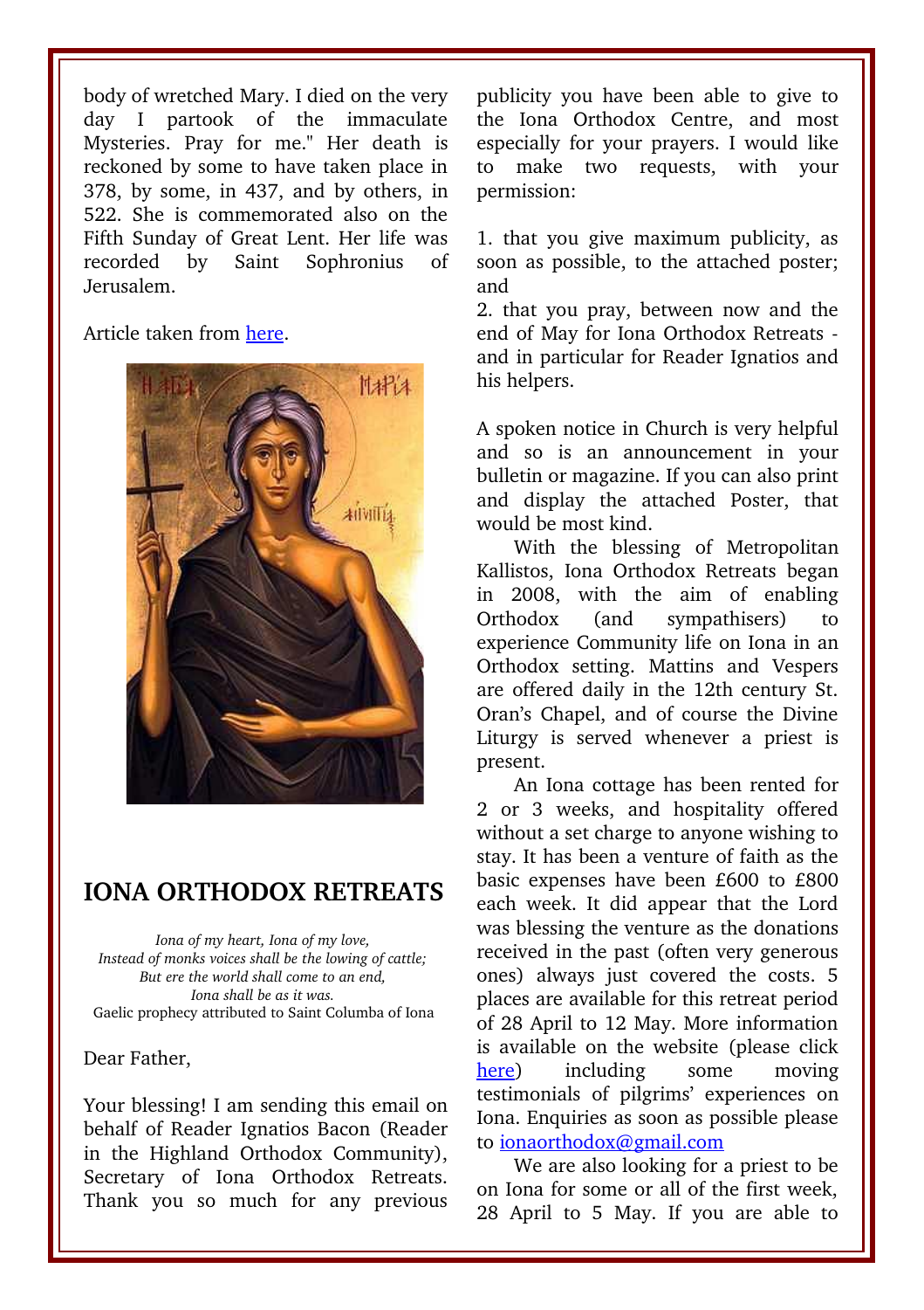body of wretched Mary. I died on the very day I partook of the immaculate Mysteries. Pray for me." Her death is reckoned by some to have taken place in 378, by some, in 437, and by others, in 522. She is commemorated also on the Fifth Sunday of Great Lent. Her life was recorded by Saint Sophronius of Jerusalem.

Article taken from here.

## IONA ORTHODOX RETREATS

*Iona of my heart, Iona of my love,*
*Instead of monks voices shall be the lowing of cattle;*
*But ere the world shall come to an end,*
*Iona shall be as it was.*
Gaelic prophecy attributed to Saint Columba of Iona

Dear Father,

Your blessing! I am sending this email on behalf of Reader Ignatios Bacon (Reader in the Highland Orthodox Community), Secretary of Iona Orthodox Retreats. Thank you so much for any previous publicity you have been able to give to the Iona Orthodox Centre, and most especially for your prayers. I would like to make two requests, with your permission:

1. that you give maximum publicity, as soon as possible, to the attached poster; and
2. that you pray, between now and the end of May for Iona Orthodox Retreats - and in particular for Reader Ignatios and his helpers.

A spoken notice in Church is very helpful and so is an announcement in your bulletin or magazine. If you can also print and display the attached Poster, that would be most kind.

With the blessing of Metropolitan Kallistos, Iona Orthodox Retreats began in 2008, with the aim of enabling Orthodox (and sympathisers) to experience Community life on Iona in an Orthodox setting. Mattins and Vespers are offered daily in the 12th century St. Oran's Chapel, and of course the Divine Liturgy is served whenever a priest is present.

An Iona cottage has been rented for 2 or 3 weeks, and hospitality offered without a set charge to anyone wishing to stay. It has been a venture of faith as the basic expenses have been £600 to £800 each week. It did appear that the Lord was blessing the venture as the donations received in the past (often very generous ones) always just covered the costs. 5 places are available for this retreat period of 28 April to 12 May. More information is available on the website (please click here) including some moving testimonials of pilgrims' experiences on Iona. Enquiries as soon as possible please to ionaorthodox@gmail.com

We are also looking for a priest to be on Iona for some or all of the first week, 28 April to 5 May. If you are able to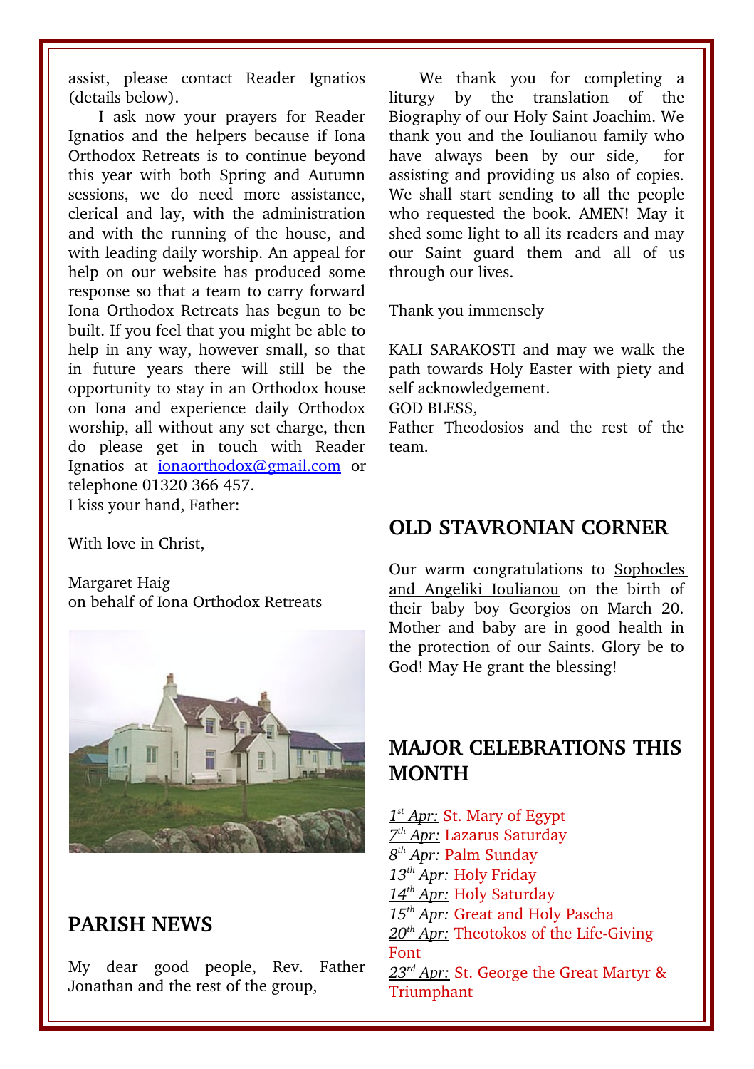assist, please contact Reader Ignatios (details below).

I ask now your prayers for Reader Ignatios and the helpers because if Iona Orthodox Retreats is to continue beyond this year with both Spring and Autumn sessions, we do need more assistance, clerical and lay, with the administration and with the running of the house, and with leading daily worship. An appeal for help on our website has produced some response so that a team to carry forward Iona Orthodox Retreats has begun to be built. If you feel that you might be able to help in any way, however small, so that in future years there will still be the opportunity to stay in an Orthodox house on Iona and experience daily Orthodox worship, all without any set charge, then do please get in touch with Reader Ignatios at ionaorthodox@gmail.com or telephone 01320 366 457.

I kiss your hand, Father:

With love in Christ,

Margaret Haig
on behalf of Iona Orthodox Retreats

## PARISH NEWS

My dear good people, Rev. Father Jonathan and the rest of the group,

We thank you for completing a liturgy by the translation of the Biography of our Holy Saint Joachim. We thank you and the Ioulianou family who have always been by our side, for assisting and providing us also of copies. We shall start sending to all the people who requested the book. AMEN! May it shed some light to all its readers and may our Saint guard them and all of us through our lives.

Thank you immensely

KALI SARAKOSTI and may we walk the path towards Holy Easter with piety and self acknowledgement.

GOD BLESS,

Father Theodosios and the rest of the team.

## OLD STAVRONIAN CORNER

Our warm congratulations to Sophocles and Angeliki Ioulianou on the birth of their baby boy Georgios on March 20. Mother and baby are in good health in the protection of our Saints. Glory be to God! May He grant the blessing!

## MAJOR CELEBRATIONS THIS MONTH

*1st Apr:* St. Mary of Egypt
*7th Apr:* Lazarus Saturday
*8th Apr:* Palm Sunday
*13th Apr:* Holy Friday
*14th Apr:* Holy Saturday
*15th Apr:* Great and Holy Pascha
*20th Apr:* Theotokos of the Life-Giving Font
*23rd Apr:* St. George the Great Martyr & Triumphant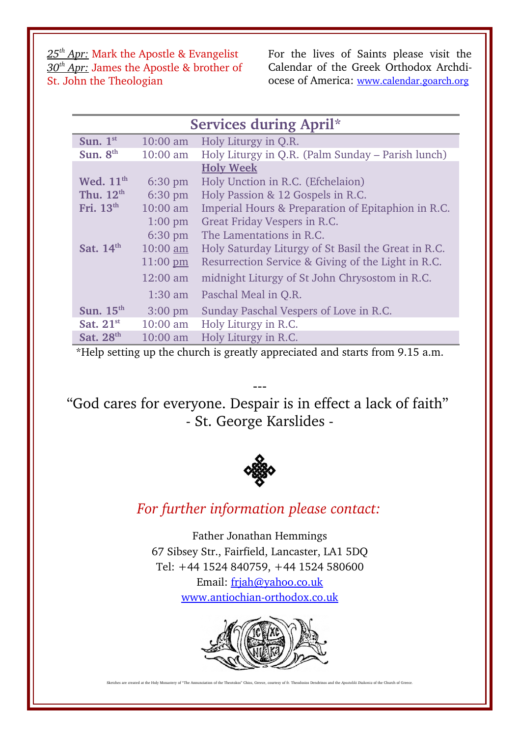*25th Apr:* Mark the Apostle & Evangelist
*30th Apr:* James the Apostle & brother of St. John the Theologian

For the lives of Saints please visit the Calendar of the Greek Orthodox Archdiocese of America: www.calendar.goarch.org

## Services during April*

| | | |
|---|---|---|
| **Sun. 1st** | 10:00 am | Holy Liturgy in Q.R. |
| **Sun. 8th** | 10:00 am | Holy Liturgy in Q.R. (Palm Sunday – Parish lunch) |
| | | **Holy Week** |
| **Wed. 11th** | 6:30 pm | Holy Unction in R.C. (Efchelaion) |
| **Thu. 12th** | 6:30 pm | Holy Passion & 12 Gospels in R.C. |
| **Fri. 13th** | 10:00 am | Imperial Hours & Preparation of Epitaphion in R.C. |
| | 1:00 pm | Great Friday Vespers in R.C. |
| | 6:30 pm | The Lamentations in R.C. |
| **Sat. 14th** | 10:00 am | Holy Saturday Liturgy of St Basil the Great in R.C. |
| | 11:00 pm | Resurrection Service & Giving of the Light in R.C. |
| | 12:00 am | midnight Liturgy of St John Chrysostom in R.C. |
| | 1:30 am | Paschal Meal in Q.R. |
| **Sun. 15th** | 3:00 pm | Sunday Paschal Vespers of Love in R.C. |
| **Sat. 21st** | 10:00 am | Holy Liturgy in R.C. |
| **Sat. 28th** | 10:00 am | Holy Liturgy in R.C. |

*Help setting up the church is greatly appreciated and starts from 9.15 a.m.

---

"God cares for everyone. Despair is in effect a lack of faith"
- St. George Karslides -

*For further information please contact:*

Father Jonathan Hemmings
67 Sibsey Str., Fairfield, Lancaster, LA1 5DQ
Tel: +44 1524 840759, +44 1524 580600
Email: frjah@yahoo.co.uk
www.antiochian-orthodox.co.uk

Sketches are created at the Holy Monastery of "The Annunciation of the Theotokos" Chios, Greece, courtesy of fr. Theodosios Dendrinos and the *Apostoliki Diakonia* of the Church of Greece.